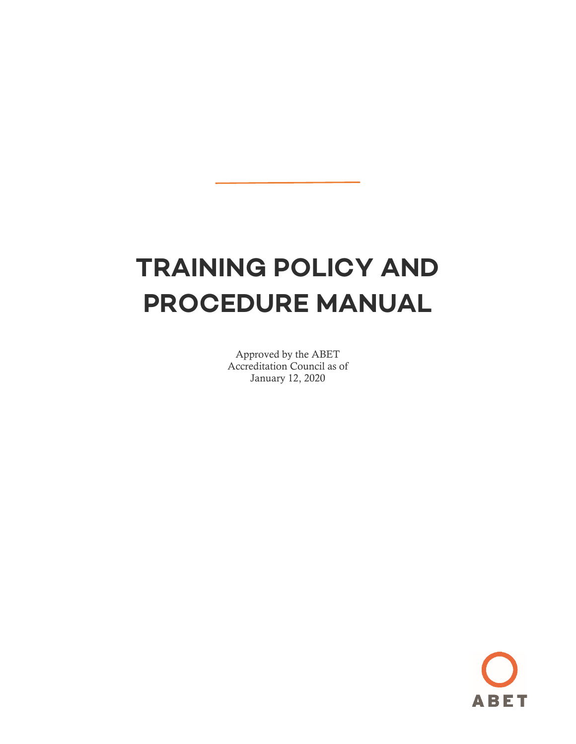# TRAINING POLICY AND PROCEDURE MANUAL

Approved by the ABET
Accreditation Council as of
January 12, 2020

ABET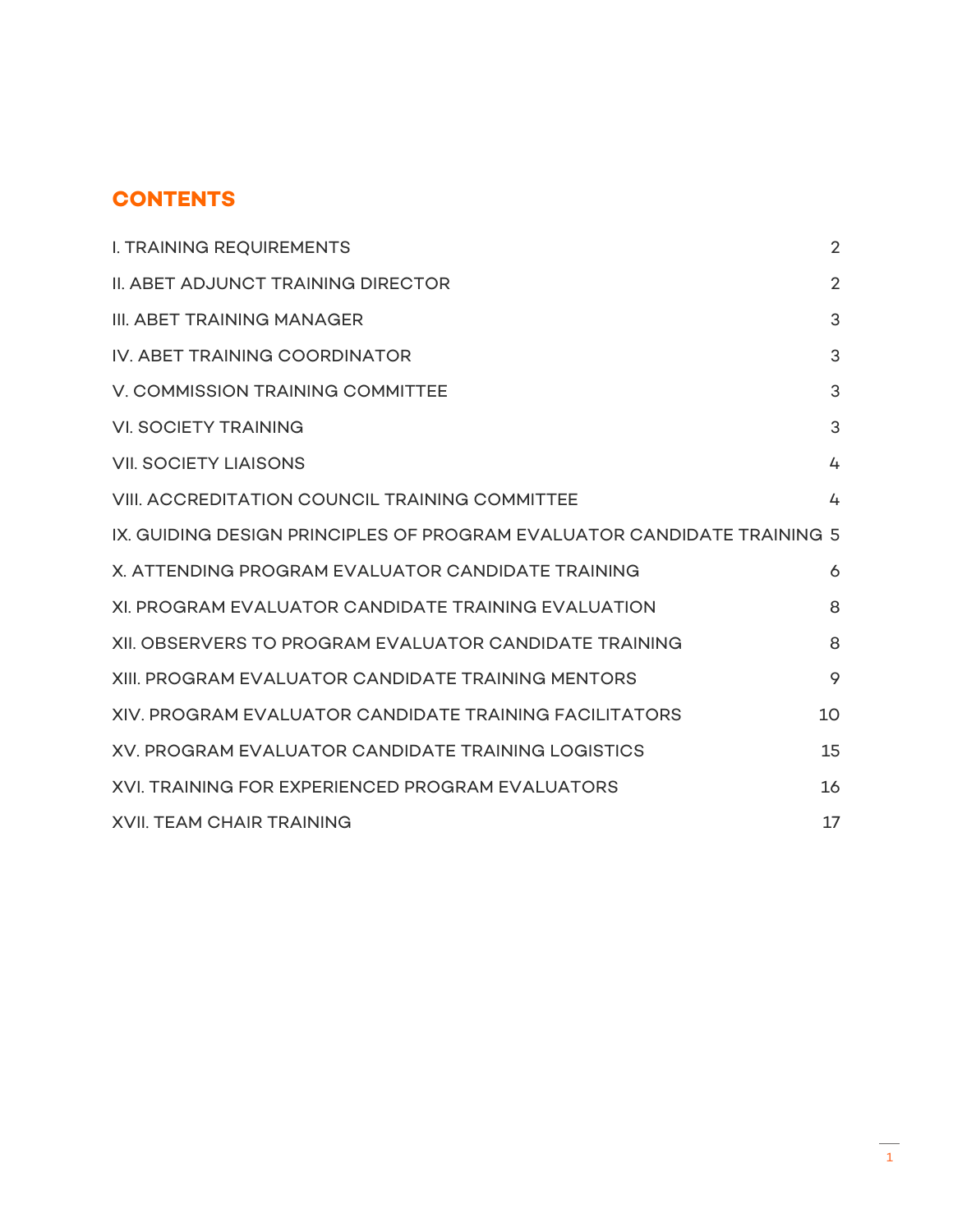# CONTENTS

| | |
|---|---|
| I. TRAINING REQUIREMENTS | 2 |
| II. ABET ADJUNCT TRAINING DIRECTOR | 2 |
| III. ABET TRAINING MANAGER | 3 |
| IV. ABET TRAINING COORDINATOR | 3 |
| V. COMMISSION TRAINING COMMITTEE | 3 |
| VI. SOCIETY TRAINING | 3 |
| VII. SOCIETY LIAISONS | 4 |
| VIII. ACCREDITATION COUNCIL TRAINING COMMITTEE | 4 |
| IX. GUIDING DESIGN PRINCIPLES OF PROGRAM EVALUATOR CANDIDATE TRAINING | 5 |
| X. ATTENDING PROGRAM EVALUATOR CANDIDATE TRAINING | 6 |
| XI. PROGRAM EVALUATOR CANDIDATE TRAINING EVALUATION | 8 |
| XII. OBSERVERS TO PROGRAM EVALUATOR CANDIDATE TRAINING | 8 |
| XIII. PROGRAM EVALUATOR CANDIDATE TRAINING MENTORS | 9 |
| XIV. PROGRAM EVALUATOR CANDIDATE TRAINING FACILITATORS | 10 |
| XV. PROGRAM EVALUATOR CANDIDATE TRAINING LOGISTICS | 15 |
| XVI. TRAINING FOR EXPERIENCED PROGRAM EVALUATORS | 16 |
| XVII. TEAM CHAIR TRAINING | 17 |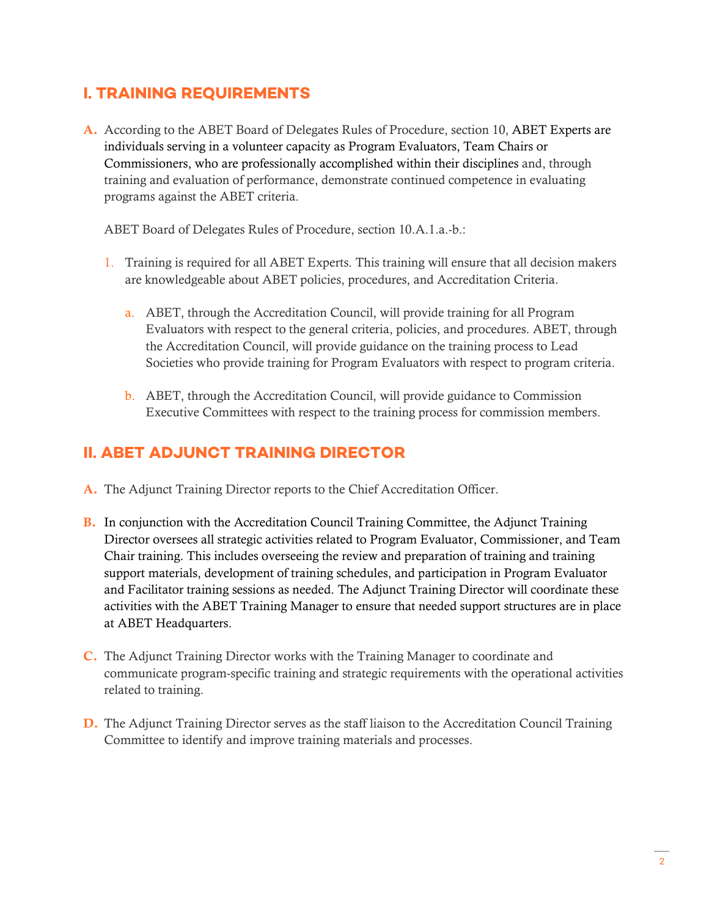## I. TRAINING REQUIREMENTS

**A.** According to the ABET Board of Delegates Rules of Procedure, section 10, ABET Experts are individuals serving in a volunteer capacity as Program Evaluators, Team Chairs or Commissioners, who are professionally accomplished within their disciplines and, through training and evaluation of performance, demonstrate continued competence in evaluating programs against the ABET criteria.

ABET Board of Delegates Rules of Procedure, section 10.A.1.a.-b.:

1. Training is required for all ABET Experts. This training will ensure that all decision makers are knowledgeable about ABET policies, procedures, and Accreditation Criteria.

   a. ABET, through the Accreditation Council, will provide training for all Program Evaluators with respect to the general criteria, policies, and procedures. ABET, through the Accreditation Council, will provide guidance on the training process to Lead Societies who provide training for Program Evaluators with respect to program criteria.

   b. ABET, through the Accreditation Council, will provide guidance to Commission Executive Committees with respect to the training process for commission members.

## II. ABET ADJUNCT TRAINING DIRECTOR

**A.** The Adjunct Training Director reports to the Chief Accreditation Officer.

**B.** In conjunction with the Accreditation Council Training Committee, the Adjunct Training Director oversees all strategic activities related to Program Evaluator, Commissioner, and Team Chair training. This includes overseeing the review and preparation of training and training support materials, development of training schedules, and participation in Program Evaluator and Facilitator training sessions as needed. The Adjunct Training Director will coordinate these activities with the ABET Training Manager to ensure that needed support structures are in place at ABET Headquarters.

**C.** The Adjunct Training Director works with the Training Manager to coordinate and communicate program-specific training and strategic requirements with the operational activities related to training.

**D.** The Adjunct Training Director serves as the staff liaison to the Accreditation Council Training Committee to identify and improve training materials and processes.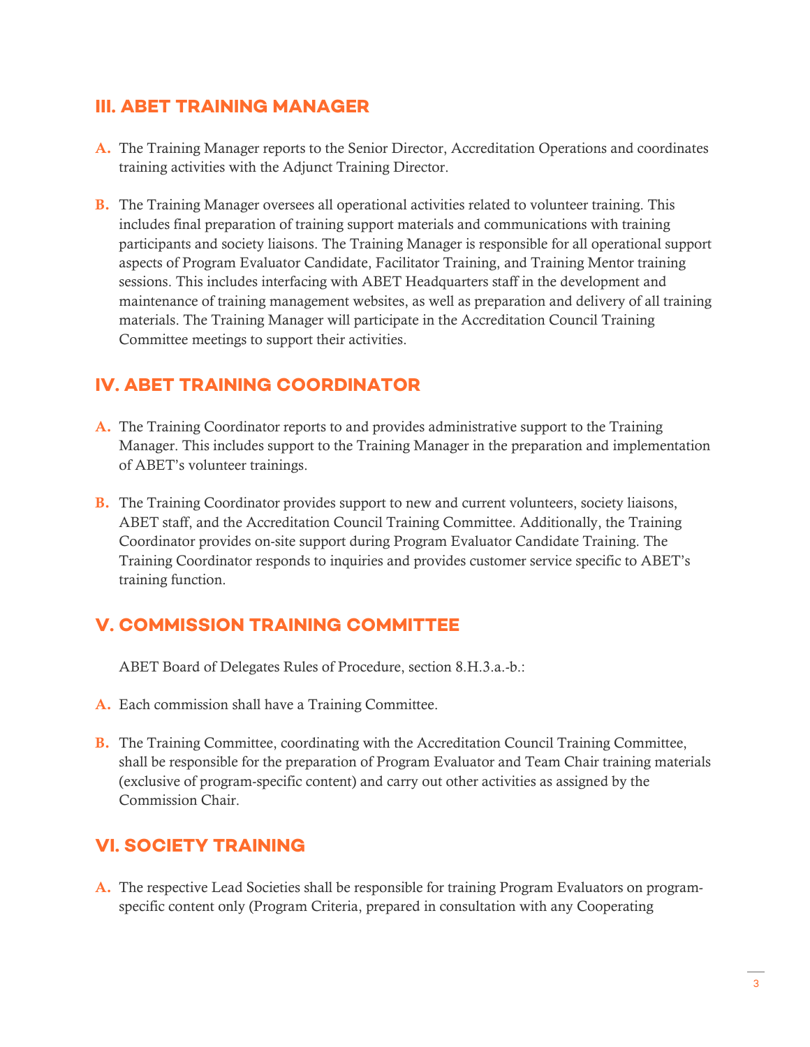## III. ABET TRAINING MANAGER

**A.** The Training Manager reports to the Senior Director, Accreditation Operations and coordinates training activities with the Adjunct Training Director.

**B.** The Training Manager oversees all operational activities related to volunteer training. This includes final preparation of training support materials and communications with training participants and society liaisons. The Training Manager is responsible for all operational support aspects of Program Evaluator Candidate, Facilitator Training, and Training Mentor training sessions. This includes interfacing with ABET Headquarters staff in the development and maintenance of training management websites, as well as preparation and delivery of all training materials. The Training Manager will participate in the Accreditation Council Training Committee meetings to support their activities.

## IV. ABET TRAINING COORDINATOR

**A.** The Training Coordinator reports to and provides administrative support to the Training Manager. This includes support to the Training Manager in the preparation and implementation of ABET's volunteer trainings.

**B.** The Training Coordinator provides support to new and current volunteers, society liaisons, ABET staff, and the Accreditation Council Training Committee. Additionally, the Training Coordinator provides on-site support during Program Evaluator Candidate Training. The Training Coordinator responds to inquiries and provides customer service specific to ABET's training function.

## V. COMMISSION TRAINING COMMITTEE

ABET Board of Delegates Rules of Procedure, section 8.H.3.a.-b.:

**A.** Each commission shall have a Training Committee.

**B.** The Training Committee, coordinating with the Accreditation Council Training Committee, shall be responsible for the preparation of Program Evaluator and Team Chair training materials (exclusive of program-specific content) and carry out other activities as assigned by the Commission Chair.

## VI. SOCIETY TRAINING

**A.** The respective Lead Societies shall be responsible for training Program Evaluators on program-specific content only (Program Criteria, prepared in consultation with any Cooperating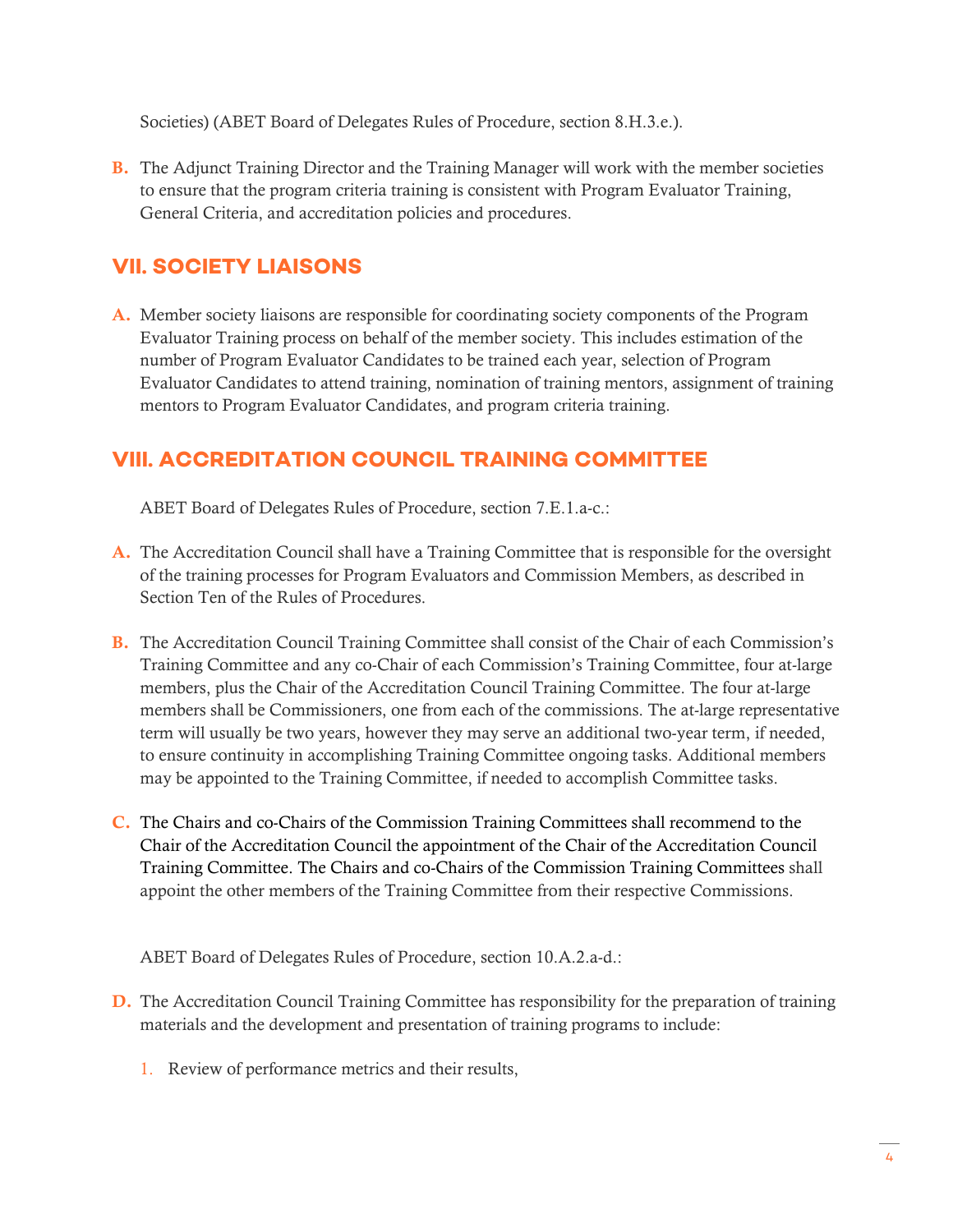Societies) (ABET Board of Delegates Rules of Procedure, section 8.H.3.e.).

**B.** The Adjunct Training Director and the Training Manager will work with the member societies to ensure that the program criteria training is consistent with Program Evaluator Training, General Criteria, and accreditation policies and procedures.

## VII. SOCIETY LIAISONS

**A.** Member society liaisons are responsible for coordinating society components of the Program Evaluator Training process on behalf of the member society. This includes estimation of the number of Program Evaluator Candidates to be trained each year, selection of Program Evaluator Candidates to attend training, nomination of training mentors, assignment of training mentors to Program Evaluator Candidates, and program criteria training.

## VIII. ACCREDITATION COUNCIL TRAINING COMMITTEE

ABET Board of Delegates Rules of Procedure, section 7.E.1.a-c.:

**A.** The Accreditation Council shall have a Training Committee that is responsible for the oversight of the training processes for Program Evaluators and Commission Members, as described in Section Ten of the Rules of Procedures.

**B.** The Accreditation Council Training Committee shall consist of the Chair of each Commission's Training Committee and any co-Chair of each Commission's Training Committee, four at-large members, plus the Chair of the Accreditation Council Training Committee. The four at-large members shall be Commissioners, one from each of the commissions. The at-large representative term will usually be two years, however they may serve an additional two-year term, if needed, to ensure continuity in accomplishing Training Committee ongoing tasks. Additional members may be appointed to the Training Committee, if needed to accomplish Committee tasks.

**C.** The Chairs and co-Chairs of the Commission Training Committees shall recommend to the Chair of the Accreditation Council the appointment of the Chair of the Accreditation Council Training Committee. The Chairs and co-Chairs of the Commission Training Committees shall appoint the other members of the Training Committee from their respective Commissions.

ABET Board of Delegates Rules of Procedure, section 10.A.2.a-d.:

**D.** The Accreditation Council Training Committee has responsibility for the preparation of training materials and the development and presentation of training programs to include:

1. Review of performance metrics and their results,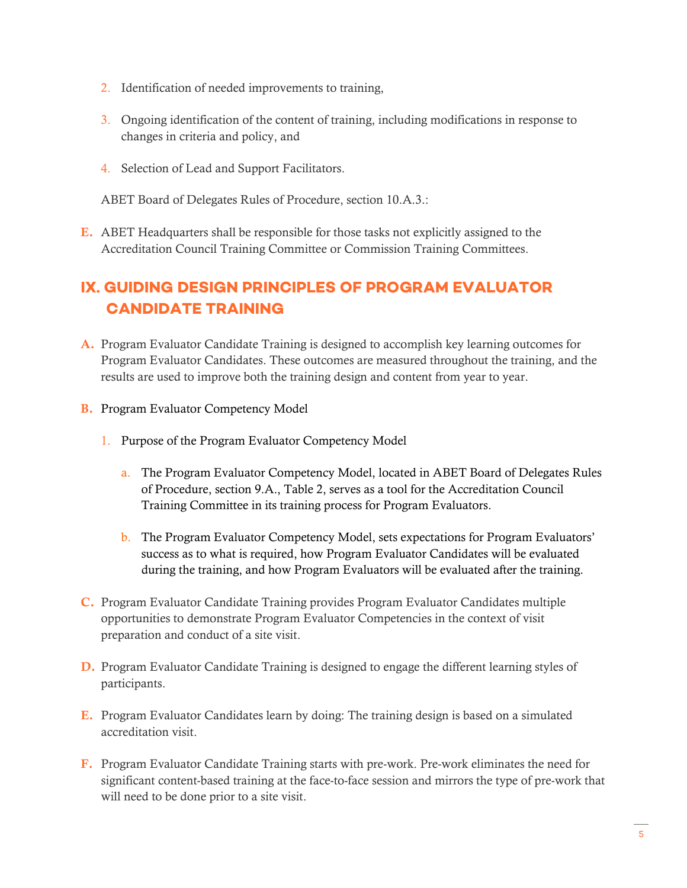2. Identification of needed improvements to training,
3. Ongoing identification of the content of training, including modifications in response to changes in criteria and policy, and
4. Selection of Lead and Support Facilitators.

ABET Board of Delegates Rules of Procedure, section 10.A.3.:

E. ABET Headquarters shall be responsible for those tasks not explicitly assigned to the Accreditation Council Training Committee or Commission Training Committees.

## IX. GUIDING DESIGN PRINCIPLES OF PROGRAM EVALUATOR CANDIDATE TRAINING

A. Program Evaluator Candidate Training is designed to accomplish key learning outcomes for Program Evaluator Candidates. These outcomes are measured throughout the training, and the results are used to improve both the training design and content from year to year.

B. Program Evaluator Competency Model

1. Purpose of the Program Evaluator Competency Model

   a. The Program Evaluator Competency Model, located in ABET Board of Delegates Rules of Procedure, section 9.A., Table 2, serves as a tool for the Accreditation Council Training Committee in its training process for Program Evaluators.

   b. The Program Evaluator Competency Model, sets expectations for Program Evaluators' success as to what is required, how Program Evaluator Candidates will be evaluated during the training, and how Program Evaluators will be evaluated after the training.

C. Program Evaluator Candidate Training provides Program Evaluator Candidates multiple opportunities to demonstrate Program Evaluator Competencies in the context of visit preparation and conduct of a site visit.

D. Program Evaluator Candidate Training is designed to engage the different learning styles of participants.

E. Program Evaluator Candidates learn by doing: The training design is based on a simulated accreditation visit.

F. Program Evaluator Candidate Training starts with pre-work. Pre-work eliminates the need for significant content-based training at the face-to-face session and mirrors the type of pre-work that will need to be done prior to a site visit.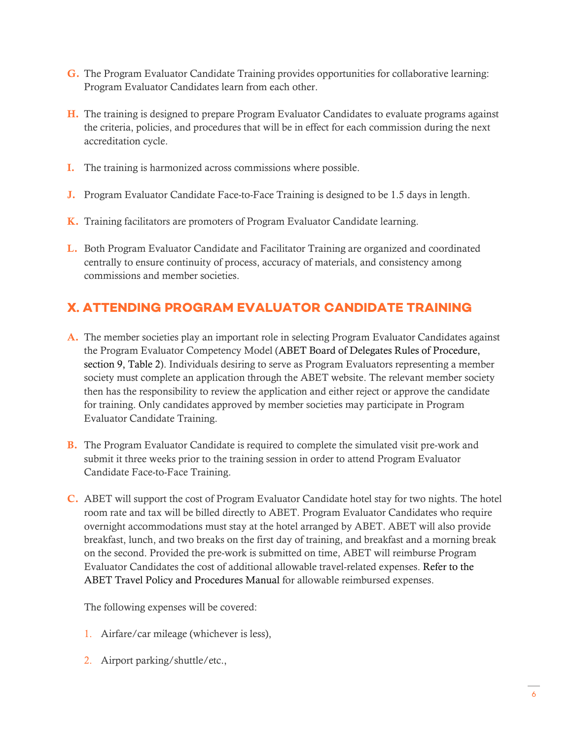G. The Program Evaluator Candidate Training provides opportunities for collaborative learning: Program Evaluator Candidates learn from each other.

H. The training is designed to prepare Program Evaluator Candidates to evaluate programs against the criteria, policies, and procedures that will be in effect for each commission during the next accreditation cycle.

I. The training is harmonized across commissions where possible.

J. Program Evaluator Candidate Face-to-Face Training is designed to be 1.5 days in length.

K. Training facilitators are promoters of Program Evaluator Candidate learning.

L. Both Program Evaluator Candidate and Facilitator Training are organized and coordinated centrally to ensure continuity of process, accuracy of materials, and consistency among commissions and member societies.

## X. ATTENDING PROGRAM EVALUATOR CANDIDATE TRAINING

A. The member societies play an important role in selecting Program Evaluator Candidates against the Program Evaluator Competency Model (ABET Board of Delegates Rules of Procedure, section 9, Table 2). Individuals desiring to serve as Program Evaluators representing a member society must complete an application through the ABET website. The relevant member society then has the responsibility to review the application and either reject or approve the candidate for training. Only candidates approved by member societies may participate in Program Evaluator Candidate Training.

B. The Program Evaluator Candidate is required to complete the simulated visit pre-work and submit it three weeks prior to the training session in order to attend Program Evaluator Candidate Face-to-Face Training.

C. ABET will support the cost of Program Evaluator Candidate hotel stay for two nights. The hotel room rate and tax will be billed directly to ABET. Program Evaluator Candidates who require overnight accommodations must stay at the hotel arranged by ABET. ABET will also provide breakfast, lunch, and two breaks on the first day of training, and breakfast and a morning break on the second. Provided the pre-work is submitted on time, ABET will reimburse Program Evaluator Candidates the cost of additional allowable travel-related expenses. Refer to the ABET Travel Policy and Procedures Manual for allowable reimbursed expenses.

   The following expenses will be covered:

   1. Airfare/car mileage (whichever is less),
   2. Airport parking/shuttle/etc.,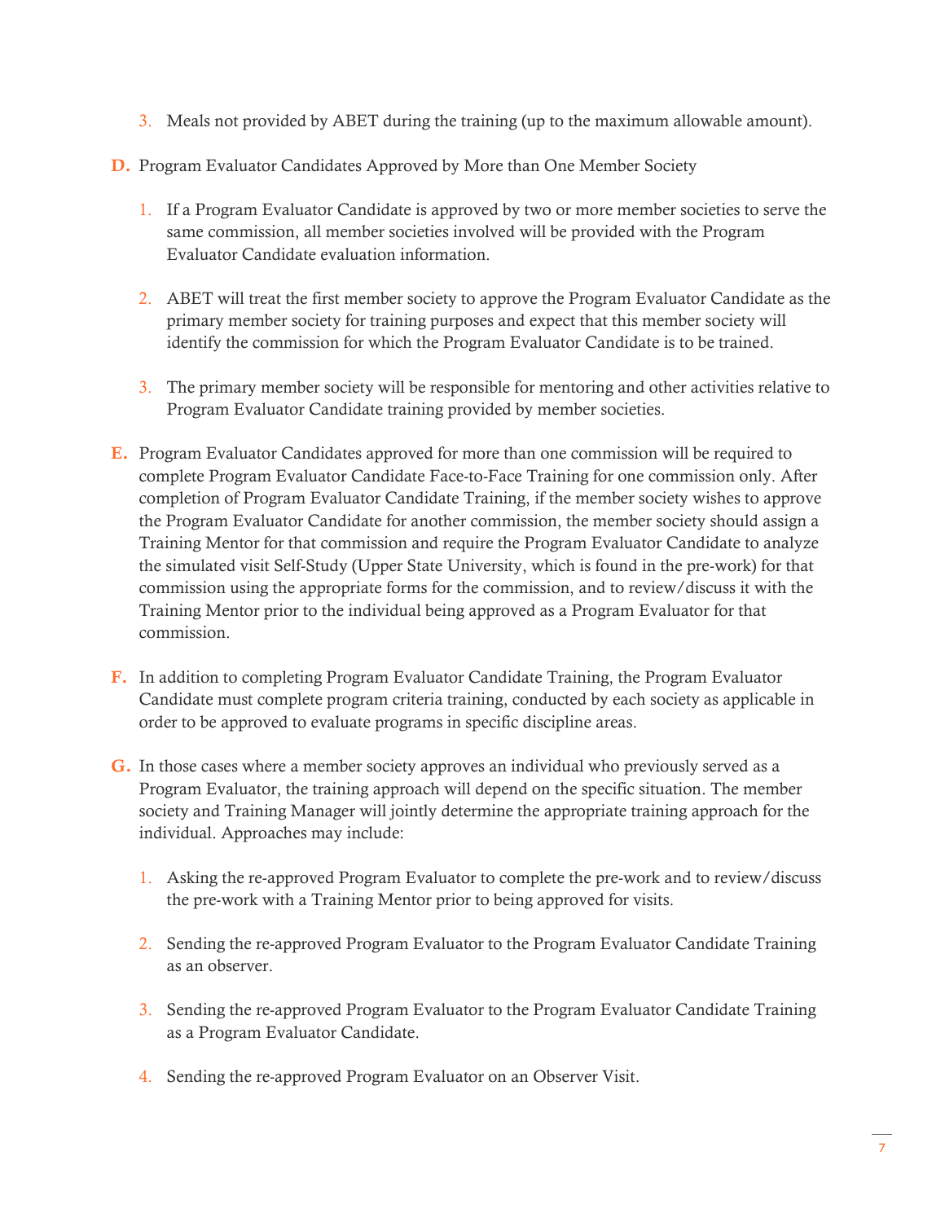3. Meals not provided by ABET during the training (up to the maximum allowable amount).

**D.** Program Evaluator Candidates Approved by More than One Member Society

1. If a Program Evaluator Candidate is approved by two or more member societies to serve the same commission, all member societies involved will be provided with the Program Evaluator Candidate evaluation information.

2. ABET will treat the first member society to approve the Program Evaluator Candidate as the primary member society for training purposes and expect that this member society will identify the commission for which the Program Evaluator Candidate is to be trained.

3. The primary member society will be responsible for mentoring and other activities relative to Program Evaluator Candidate training provided by member societies.

**E.** Program Evaluator Candidates approved for more than one commission will be required to complete Program Evaluator Candidate Face-to-Face Training for one commission only. After completion of Program Evaluator Candidate Training, if the member society wishes to approve the Program Evaluator Candidate for another commission, the member society should assign a Training Mentor for that commission and require the Program Evaluator Candidate to analyze the simulated visit Self-Study (Upper State University, which is found in the pre-work) for that commission using the appropriate forms for the commission, and to review/discuss it with the Training Mentor prior to the individual being approved as a Program Evaluator for that commission.

**F.** In addition to completing Program Evaluator Candidate Training, the Program Evaluator Candidate must complete program criteria training, conducted by each society as applicable in order to be approved to evaluate programs in specific discipline areas.

**G.** In those cases where a member society approves an individual who previously served as a Program Evaluator, the training approach will depend on the specific situation. The member society and Training Manager will jointly determine the appropriate training approach for the individual. Approaches may include:

1. Asking the re-approved Program Evaluator to complete the pre-work and to review/discuss the pre-work with a Training Mentor prior to being approved for visits.

2. Sending the re-approved Program Evaluator to the Program Evaluator Candidate Training as an observer.

3. Sending the re-approved Program Evaluator to the Program Evaluator Candidate Training as a Program Evaluator Candidate.

4. Sending the re-approved Program Evaluator on an Observer Visit.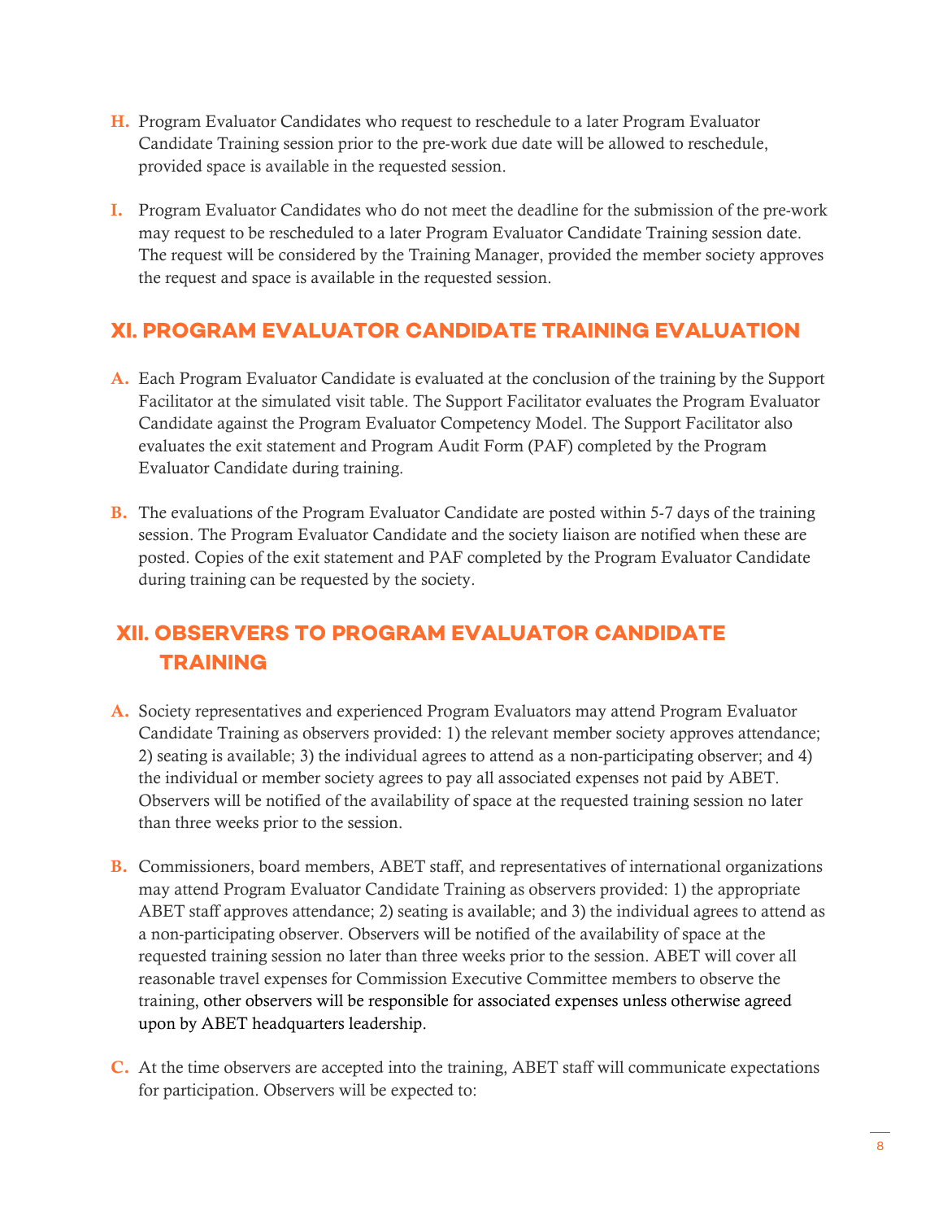H. Program Evaluator Candidates who request to reschedule to a later Program Evaluator Candidate Training session prior to the pre-work due date will be allowed to reschedule, provided space is available in the requested session.

I. Program Evaluator Candidates who do not meet the deadline for the submission of the pre-work may request to be rescheduled to a later Program Evaluator Candidate Training session date. The request will be considered by the Training Manager, provided the member society approves the request and space is available in the requested session.

## XI. PROGRAM EVALUATOR CANDIDATE TRAINING EVALUATION

A. Each Program Evaluator Candidate is evaluated at the conclusion of the training by the Support Facilitator at the simulated visit table. The Support Facilitator evaluates the Program Evaluator Candidate against the Program Evaluator Competency Model. The Support Facilitator also evaluates the exit statement and Program Audit Form (PAF) completed by the Program Evaluator Candidate during training.

B. The evaluations of the Program Evaluator Candidate are posted within 5-7 days of the training session. The Program Evaluator Candidate and the society liaison are notified when these are posted. Copies of the exit statement and PAF completed by the Program Evaluator Candidate during training can be requested by the society.

## XII. OBSERVERS TO PROGRAM EVALUATOR CANDIDATE TRAINING

A. Society representatives and experienced Program Evaluators may attend Program Evaluator Candidate Training as observers provided: 1) the relevant member society approves attendance; 2) seating is available; 3) the individual agrees to attend as a non-participating observer; and 4) the individual or member society agrees to pay all associated expenses not paid by ABET. Observers will be notified of the availability of space at the requested training session no later than three weeks prior to the session.

B. Commissioners, board members, ABET staff, and representatives of international organizations may attend Program Evaluator Candidate Training as observers provided: 1) the appropriate ABET staff approves attendance; 2) seating is available; and 3) the individual agrees to attend as a non-participating observer. Observers will be notified of the availability of space at the requested training session no later than three weeks prior to the session. ABET will cover all reasonable travel expenses for Commission Executive Committee members to observe the training, other observers will be responsible for associated expenses unless otherwise agreed upon by ABET headquarters leadership.

C. At the time observers are accepted into the training, ABET staff will communicate expectations for participation. Observers will be expected to: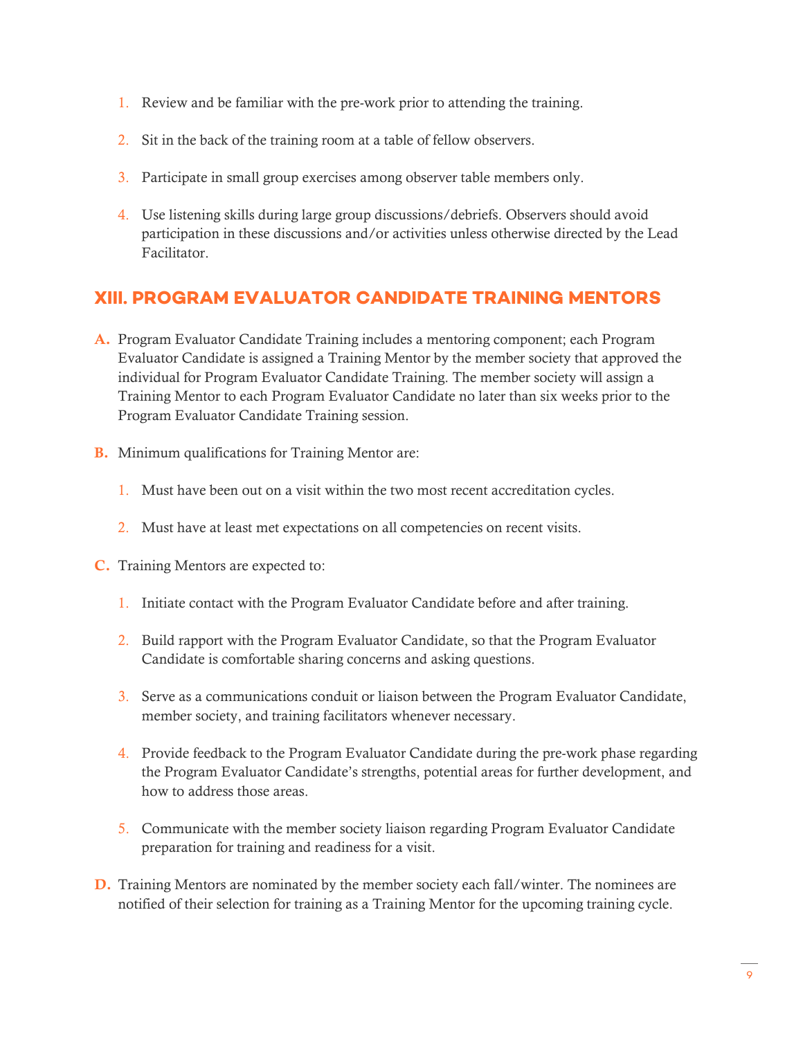1. Review and be familiar with the pre-work prior to attending the training.

2. Sit in the back of the training room at a table of fellow observers.

3. Participate in small group exercises among observer table members only.

4. Use listening skills during large group discussions/debriefs. Observers should avoid participation in these discussions and/or activities unless otherwise directed by the Lead Facilitator.

## XIII. PROGRAM EVALUATOR CANDIDATE TRAINING MENTORS

**A.** Program Evaluator Candidate Training includes a mentoring component; each Program Evaluator Candidate is assigned a Training Mentor by the member society that approved the individual for Program Evaluator Candidate Training. The member society will assign a Training Mentor to each Program Evaluator Candidate no later than six weeks prior to the Program Evaluator Candidate Training session.

**B.** Minimum qualifications for Training Mentor are:

1. Must have been out on a visit within the two most recent accreditation cycles.

2. Must have at least met expectations on all competencies on recent visits.

**C.** Training Mentors are expected to:

1. Initiate contact with the Program Evaluator Candidate before and after training.

2. Build rapport with the Program Evaluator Candidate, so that the Program Evaluator Candidate is comfortable sharing concerns and asking questions.

3. Serve as a communications conduit or liaison between the Program Evaluator Candidate, member society, and training facilitators whenever necessary.

4. Provide feedback to the Program Evaluator Candidate during the pre-work phase regarding the Program Evaluator Candidate's strengths, potential areas for further development, and how to address those areas.

5. Communicate with the member society liaison regarding Program Evaluator Candidate preparation for training and readiness for a visit.

**D.** Training Mentors are nominated by the member society each fall/winter. The nominees are notified of their selection for training as a Training Mentor for the upcoming training cycle.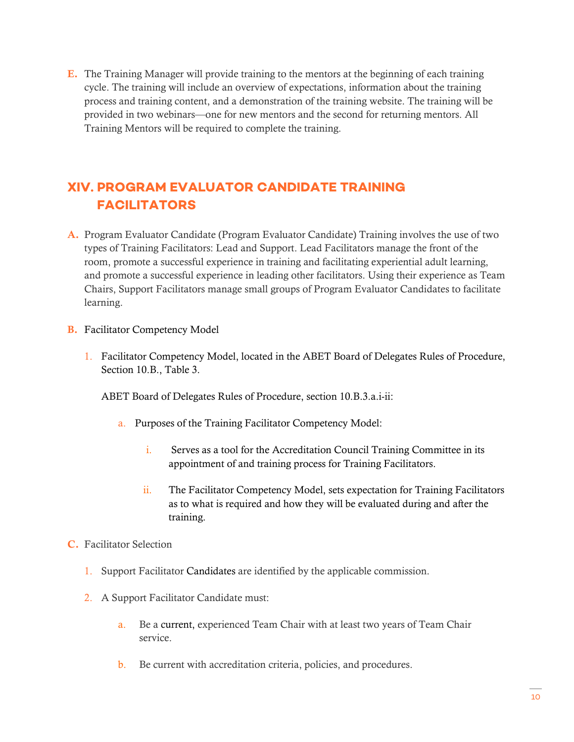E. The Training Manager will provide training to the mentors at the beginning of each training cycle. The training will include an overview of expectations, information about the training process and training content, and a demonstration of the training website. The training will be provided in two webinars—one for new mentors and the second for returning mentors. All Training Mentors will be required to complete the training.

## XIV. PROGRAM EVALUATOR CANDIDATE TRAINING FACILITATORS

A. Program Evaluator Candidate (Program Evaluator Candidate) Training involves the use of two types of Training Facilitators: Lead and Support. Lead Facilitators manage the front of the room, promote a successful experience in training and facilitating experiential adult learning, and promote a successful experience in leading other facilitators. Using their experience as Team Chairs, Support Facilitators manage small groups of Program Evaluator Candidates to facilitate learning.

B. Facilitator Competency Model

1. Facilitator Competency Model, located in the ABET Board of Delegates Rules of Procedure, Section 10.B., Table 3.

   ABET Board of Delegates Rules of Procedure, section 10.B.3.a.i-ii:

   a. Purposes of the Training Facilitator Competency Model:

      i. Serves as a tool for the Accreditation Council Training Committee in its appointment of and training process for Training Facilitators.

      ii. The Facilitator Competency Model, sets expectation for Training Facilitators as to what is required and how they will be evaluated during and after the training.

C. Facilitator Selection

1. Support Facilitator Candidates are identified by the applicable commission.

2. A Support Facilitator Candidate must:

   a. Be a current, experienced Team Chair with at least two years of Team Chair service.

   b. Be current with accreditation criteria, policies, and procedures.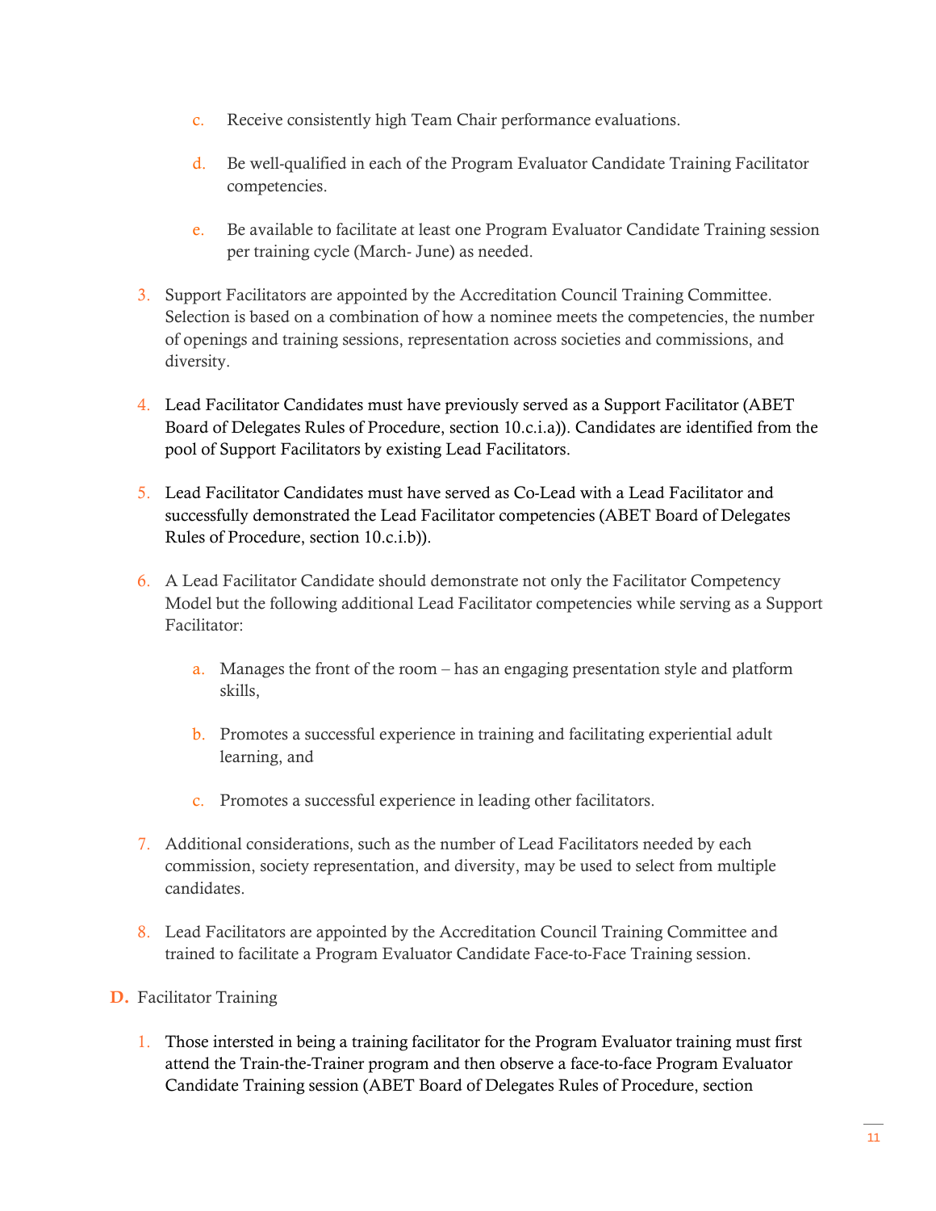c. Receive consistently high Team Chair performance evaluations.

   d. Be well-qualified in each of the Program Evaluator Candidate Training Facilitator competencies.

   e. Be available to facilitate at least one Program Evaluator Candidate Training session per training cycle (March- June) as needed.

3. Support Facilitators are appointed by the Accreditation Council Training Committee. Selection is based on a combination of how a nominee meets the competencies, the number of openings and training sessions, representation across societies and commissions, and diversity.

4. Lead Facilitator Candidates must have previously served as a Support Facilitator (ABET Board of Delegates Rules of Procedure, section 10.c.i.a)). Candidates are identified from the pool of Support Facilitators by existing Lead Facilitators.

5. Lead Facilitator Candidates must have served as Co-Lead with a Lead Facilitator and successfully demonstrated the Lead Facilitator competencies (ABET Board of Delegates Rules of Procedure, section 10.c.i.b)).

6. A Lead Facilitator Candidate should demonstrate not only the Facilitator Competency Model but the following additional Lead Facilitator competencies while serving as a Support Facilitator:

   a. Manages the front of the room – has an engaging presentation style and platform skills,

   b. Promotes a successful experience in training and facilitating experiential adult learning, and

   c. Promotes a successful experience in leading other facilitators.

7. Additional considerations, such as the number of Lead Facilitators needed by each commission, society representation, and diversity, may be used to select from multiple candidates.

8. Lead Facilitators are appointed by the Accreditation Council Training Committee and trained to facilitate a Program Evaluator Candidate Face-to-Face Training session.

**D.** Facilitator Training

1. Those intersted in being a training facilitator for the Program Evaluator training must first attend the Train-the-Trainer program and then observe a face-to-face Program Evaluator Candidate Training session (ABET Board of Delegates Rules of Procedure, section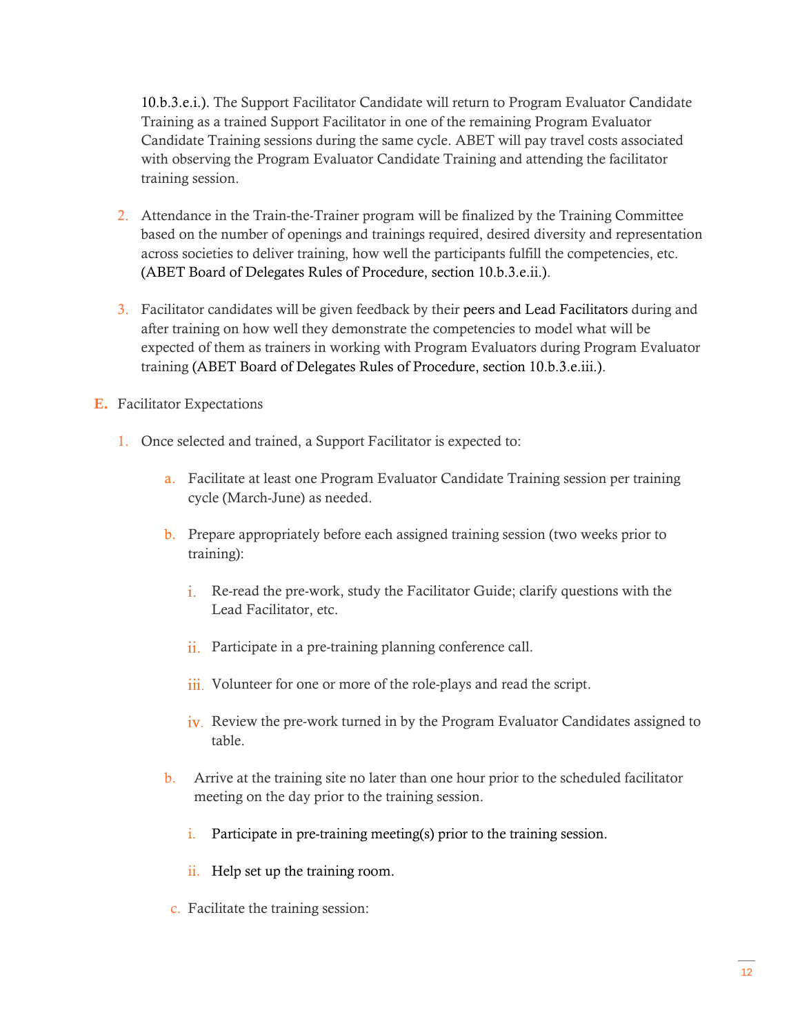10.b.3.e.i.). The Support Facilitator Candidate will return to Program Evaluator Candidate Training as a trained Support Facilitator in one of the remaining Program Evaluator Candidate Training sessions during the same cycle. ABET will pay travel costs associated with observing the Program Evaluator Candidate Training and attending the facilitator training session.

2. Attendance in the Train-the-Trainer program will be finalized by the Training Committee based on the number of openings and trainings required, desired diversity and representation across societies to deliver training, how well the participants fulfill the competencies, etc. (ABET Board of Delegates Rules of Procedure, section 10.b.3.e.ii.).

3. Facilitator candidates will be given feedback by their peers and Lead Facilitators during and after training on how well they demonstrate the competencies to model what will be expected of them as trainers in working with Program Evaluators during Program Evaluator training (ABET Board of Delegates Rules of Procedure, section 10.b.3.e.iii.).

**E.** Facilitator Expectations

1. Once selected and trained, a Support Facilitator is expected to:

   a. Facilitate at least one Program Evaluator Candidate Training session per training cycle (March-June) as needed.

   b. Prepare appropriately before each assigned training session (two weeks prior to training):

      i. Re-read the pre-work, study the Facilitator Guide; clarify questions with the Lead Facilitator, etc.

      ii. Participate in a pre-training planning conference call.

      iii. Volunteer for one or more of the role-plays and read the script.

      iv. Review the pre-work turned in by the Program Evaluator Candidates assigned to table.

   b. Arrive at the training site no later than one hour prior to the scheduled facilitator meeting on the day prior to the training session.

      i. Participate in pre-training meeting(s) prior to the training session.

      ii. Help set up the training room.

   c. Facilitate the training session: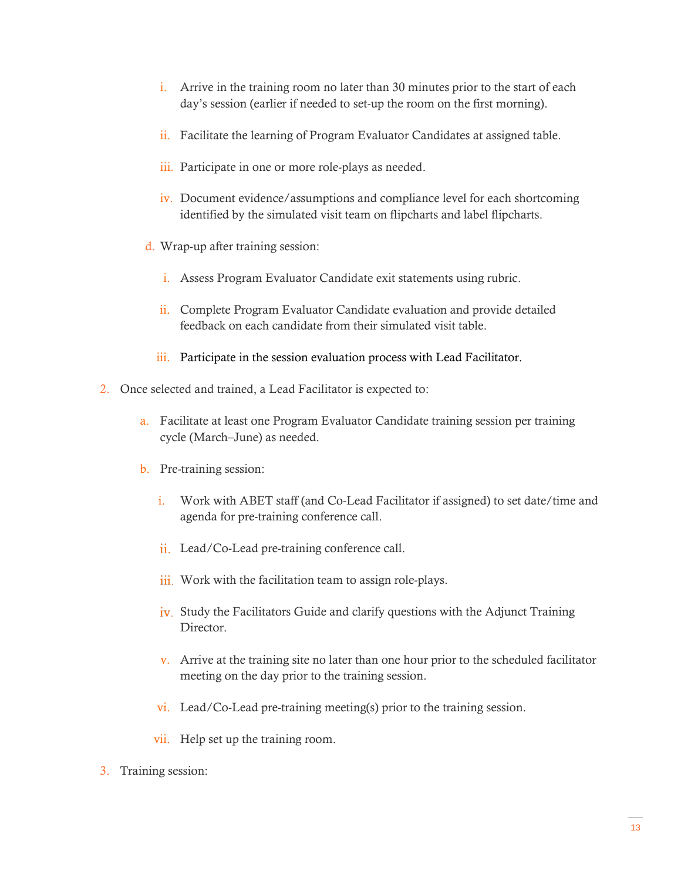i. Arrive in the training room no later than 30 minutes prior to the start of each day's session (earlier if needed to set-up the room on the first morning).

   ii. Facilitate the learning of Program Evaluator Candidates at assigned table.

   iii. Participate in one or more role-plays as needed.

   iv. Document evidence/assumptions and compliance level for each shortcoming identified by the simulated visit team on flipcharts and label flipcharts.

d. Wrap-up after training session:

   i. Assess Program Evaluator Candidate exit statements using rubric.

   ii. Complete Program Evaluator Candidate evaluation and provide detailed feedback on each candidate from their simulated visit table.

   iii. Participate in the session evaluation process with Lead Facilitator.

2. Once selected and trained, a Lead Facilitator is expected to:

   a. Facilitate at least one Program Evaluator Candidate training session per training cycle (March–June) as needed.

   b. Pre-training session:

      i. Work with ABET staff (and Co-Lead Facilitator if assigned) to set date/time and agenda for pre-training conference call.

      ii. Lead/Co-Lead pre-training conference call.

      iii. Work with the facilitation team to assign role-plays.

      iv. Study the Facilitators Guide and clarify questions with the Adjunct Training Director.

      v. Arrive at the training site no later than one hour prior to the scheduled facilitator meeting on the day prior to the training session.

      vi. Lead/Co-Lead pre-training meeting(s) prior to the training session.

      vii. Help set up the training room.

3. Training session: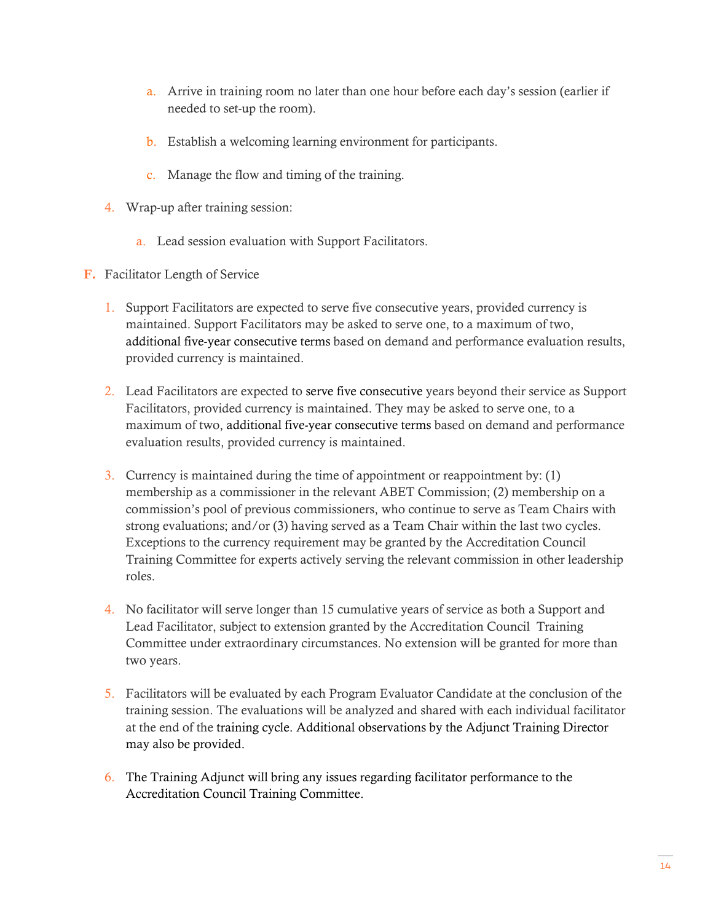a. Arrive in training room no later than one hour before each day's session (earlier if needed to set-up the room).

   b. Establish a welcoming learning environment for participants.

   c. Manage the flow and timing of the training.

4. Wrap-up after training session:

   a. Lead session evaluation with Support Facilitators.

**F.** Facilitator Length of Service

1. Support Facilitators are expected to serve five consecutive years, provided currency is maintained. Support Facilitators may be asked to serve one, to a maximum of two, additional five-year consecutive terms based on demand and performance evaluation results, provided currency is maintained.

2. Lead Facilitators are expected to serve five consecutive years beyond their service as Support Facilitators, provided currency is maintained. They may be asked to serve one, to a maximum of two, additional five-year consecutive terms based on demand and performance evaluation results, provided currency is maintained.

3. Currency is maintained during the time of appointment or reappointment by: (1) membership as a commissioner in the relevant ABET Commission; (2) membership on a commission's pool of previous commissioners, who continue to serve as Team Chairs with strong evaluations; and/or (3) having served as a Team Chair within the last two cycles. Exceptions to the currency requirement may be granted by the Accreditation Council Training Committee for experts actively serving the relevant commission in other leadership roles.

4. No facilitator will serve longer than 15 cumulative years of service as both a Support and Lead Facilitator, subject to extension granted by the Accreditation Council Training Committee under extraordinary circumstances. No extension will be granted for more than two years.

5. Facilitators will be evaluated by each Program Evaluator Candidate at the conclusion of the training session. The evaluations will be analyzed and shared with each individual facilitator at the end of the training cycle. Additional observations by the Adjunct Training Director may also be provided.

6. The Training Adjunct will bring any issues regarding facilitator performance to the Accreditation Council Training Committee.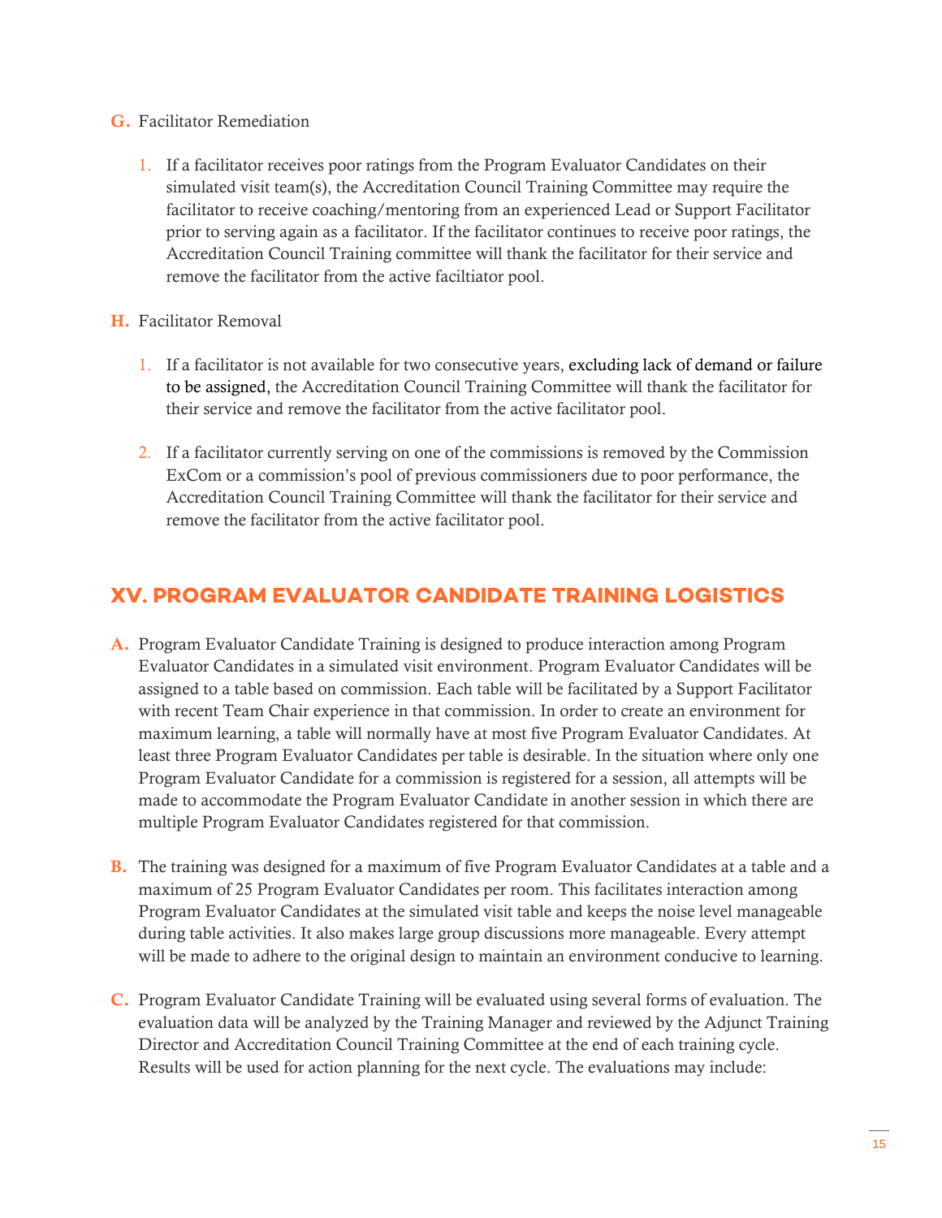G. Facilitator Remediation

1. If a facilitator receives poor ratings from the Program Evaluator Candidates on their simulated visit team(s), the Accreditation Council Training Committee may require the facilitator to receive coaching/mentoring from an experienced Lead or Support Facilitator prior to serving again as a facilitator. If the facilitator continues to receive poor ratings, the Accreditation Council Training committee will thank the facilitator for their service and remove the facilitator from the active faciltiator pool.

H. Facilitator Removal

1. If a facilitator is not available for two consecutive years, excluding lack of demand or failure to be assigned, the Accreditation Council Training Committee will thank the facilitator for their service and remove the facilitator from the active facilitator pool.

2. If a facilitator currently serving on one of the commissions is removed by the Commission ExCom or a commission's pool of previous commissioners due to poor performance, the Accreditation Council Training Committee will thank the facilitator for their service and remove the facilitator from the active facilitator pool.

## XV. PROGRAM EVALUATOR CANDIDATE TRAINING LOGISTICS

A. Program Evaluator Candidate Training is designed to produce interaction among Program Evaluator Candidates in a simulated visit environment. Program Evaluator Candidates will be assigned to a table based on commission. Each table will be facilitated by a Support Facilitator with recent Team Chair experience in that commission. In order to create an environment for maximum learning, a table will normally have at most five Program Evaluator Candidates. At least three Program Evaluator Candidates per table is desirable. In the situation where only one Program Evaluator Candidate for a commission is registered for a session, all attempts will be made to accommodate the Program Evaluator Candidate in another session in which there are multiple Program Evaluator Candidates registered for that commission.

B. The training was designed for a maximum of five Program Evaluator Candidates at a table and a maximum of 25 Program Evaluator Candidates per room. This facilitates interaction among Program Evaluator Candidates at the simulated visit table and keeps the noise level manageable during table activities. It also makes large group discussions more manageable. Every attempt will be made to adhere to the original design to maintain an environment conducive to learning.

C. Program Evaluator Candidate Training will be evaluated using several forms of evaluation. The evaluation data will be analyzed by the Training Manager and reviewed by the Adjunct Training Director and Accreditation Council Training Committee at the end of each training cycle. Results will be used for action planning for the next cycle. The evaluations may include: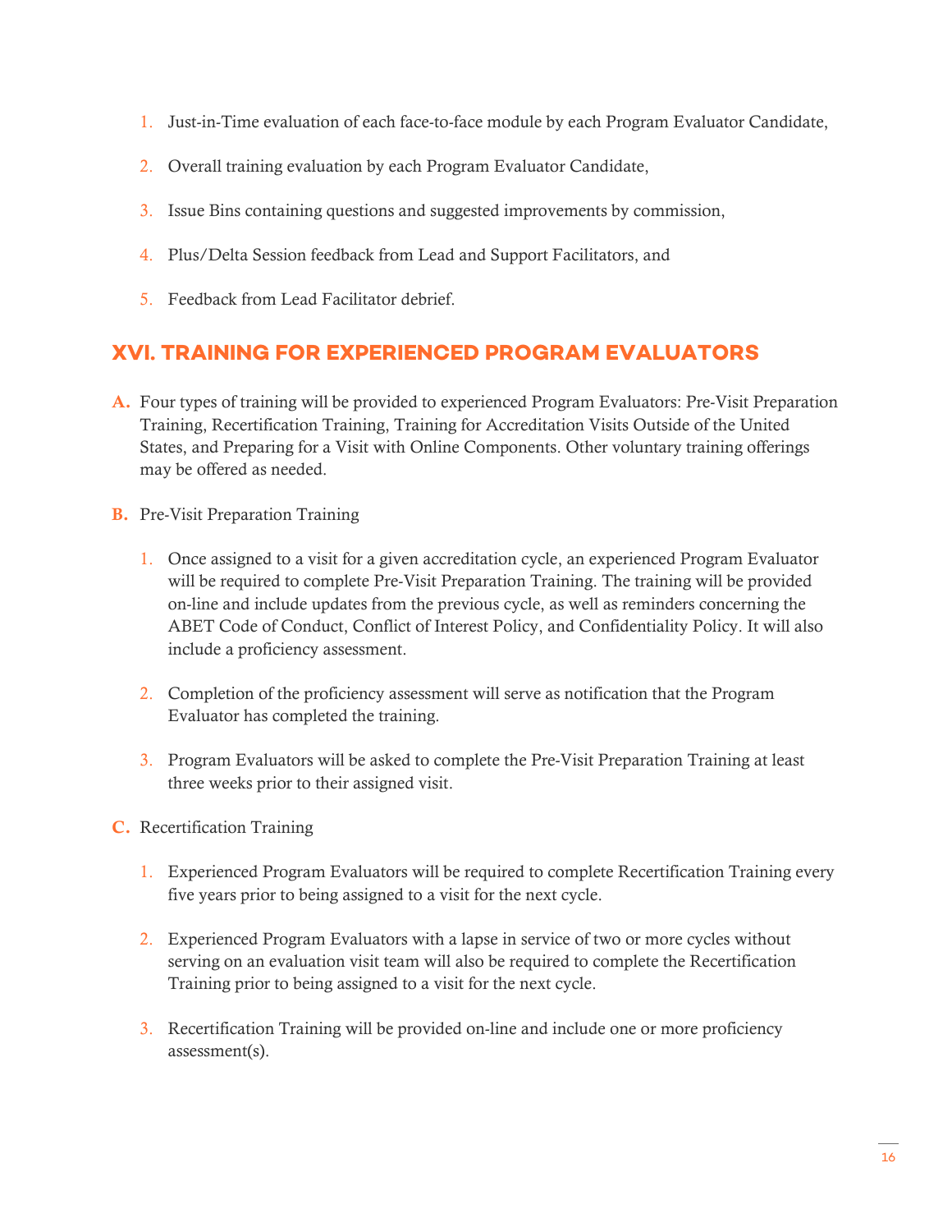1. Just-in-Time evaluation of each face-to-face module by each Program Evaluator Candidate,
2. Overall training evaluation by each Program Evaluator Candidate,
3. Issue Bins containing questions and suggested improvements by commission,
4. Plus/Delta Session feedback from Lead and Support Facilitators, and
5. Feedback from Lead Facilitator debrief.

## XVI. TRAINING FOR EXPERIENCED PROGRAM EVALUATORS

**A.** Four types of training will be provided to experienced Program Evaluators: Pre-Visit Preparation Training, Recertification Training, Training for Accreditation Visits Outside of the United States, and Preparing for a Visit with Online Components. Other voluntary training offerings may be offered as needed.

**B.** Pre-Visit Preparation Training

1. Once assigned to a visit for a given accreditation cycle, an experienced Program Evaluator will be required to complete Pre-Visit Preparation Training. The training will be provided on-line and include updates from the previous cycle, as well as reminders concerning the ABET Code of Conduct, Conflict of Interest Policy, and Confidentiality Policy. It will also include a proficiency assessment.
2. Completion of the proficiency assessment will serve as notification that the Program Evaluator has completed the training.
3. Program Evaluators will be asked to complete the Pre-Visit Preparation Training at least three weeks prior to their assigned visit.

**C.** Recertification Training

1. Experienced Program Evaluators will be required to complete Recertification Training every five years prior to being assigned to a visit for the next cycle.
2. Experienced Program Evaluators with a lapse in service of two or more cycles without serving on an evaluation visit team will also be required to complete the Recertification Training prior to being assigned to a visit for the next cycle.
3. Recertification Training will be provided on-line and include one or more proficiency assessment(s).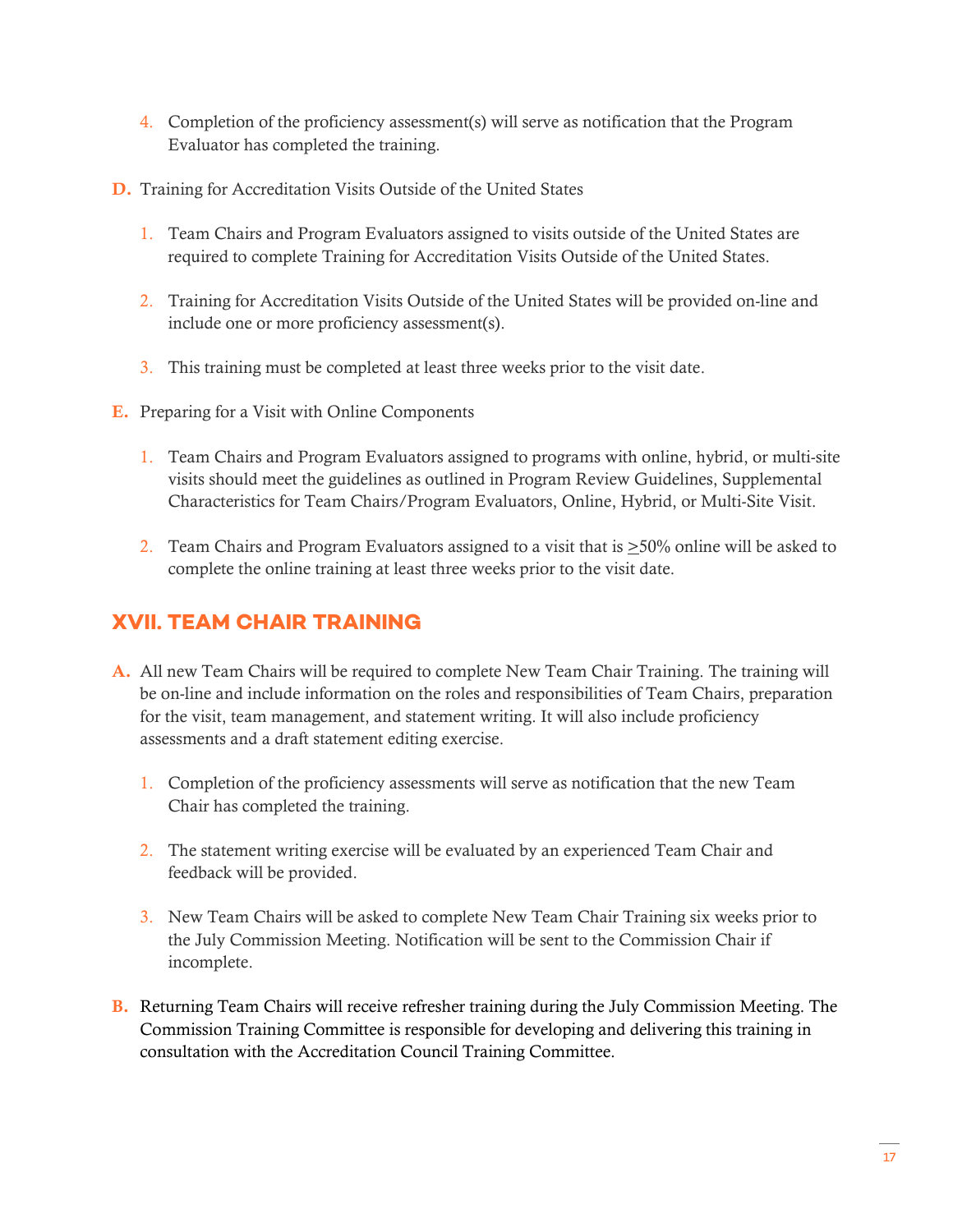4. Completion of the proficiency assessment(s) will serve as notification that the Program Evaluator has completed the training.

**D.** Training for Accreditation Visits Outside of the United States

1. Team Chairs and Program Evaluators assigned to visits outside of the United States are required to complete Training for Accreditation Visits Outside of the United States.

2. Training for Accreditation Visits Outside of the United States will be provided on-line and include one or more proficiency assessment(s).

3. This training must be completed at least three weeks prior to the visit date.

**E.** Preparing for a Visit with Online Components

1. Team Chairs and Program Evaluators assigned to programs with online, hybrid, or multi-site visits should meet the guidelines as outlined in Program Review Guidelines, Supplemental Characteristics for Team Chairs/Program Evaluators, Online, Hybrid, or Multi-Site Visit.

2. Team Chairs and Program Evaluators assigned to a visit that is ≥50% online will be asked to complete the online training at least three weeks prior to the visit date.

## XVII. TEAM CHAIR TRAINING

**A.** All new Team Chairs will be required to complete New Team Chair Training. The training will be on-line and include information on the roles and responsibilities of Team Chairs, preparation for the visit, team management, and statement writing. It will also include proficiency assessments and a draft statement editing exercise.

1. Completion of the proficiency assessments will serve as notification that the new Team Chair has completed the training.

2. The statement writing exercise will be evaluated by an experienced Team Chair and feedback will be provided.

3. New Team Chairs will be asked to complete New Team Chair Training six weeks prior to the July Commission Meeting. Notification will be sent to the Commission Chair if incomplete.

**B.** Returning Team Chairs will receive refresher training during the July Commission Meeting. The Commission Training Committee is responsible for developing and delivering this training in consultation with the Accreditation Council Training Committee.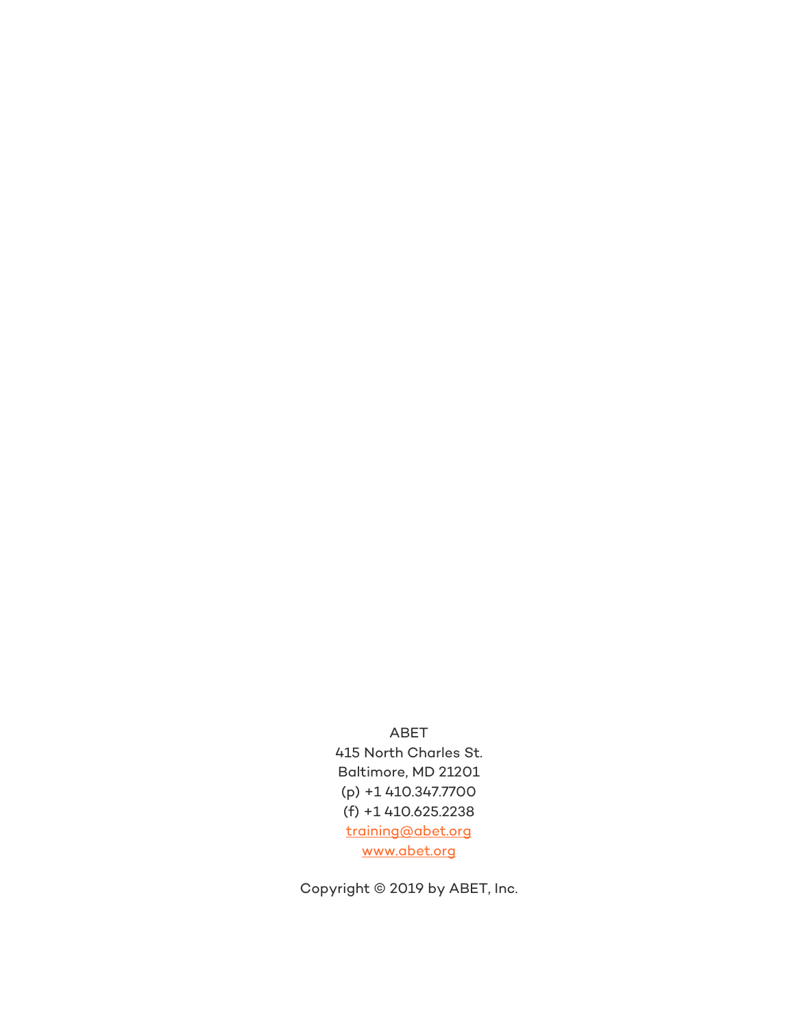ABET  
415 North Charles St.  
Baltimore, MD 21201  
(p) +1 410.347.7700  
(f) +1 410.625.2238  
training@abet.org  
www.abet.org

Copyright © 2019 by ABET, Inc.